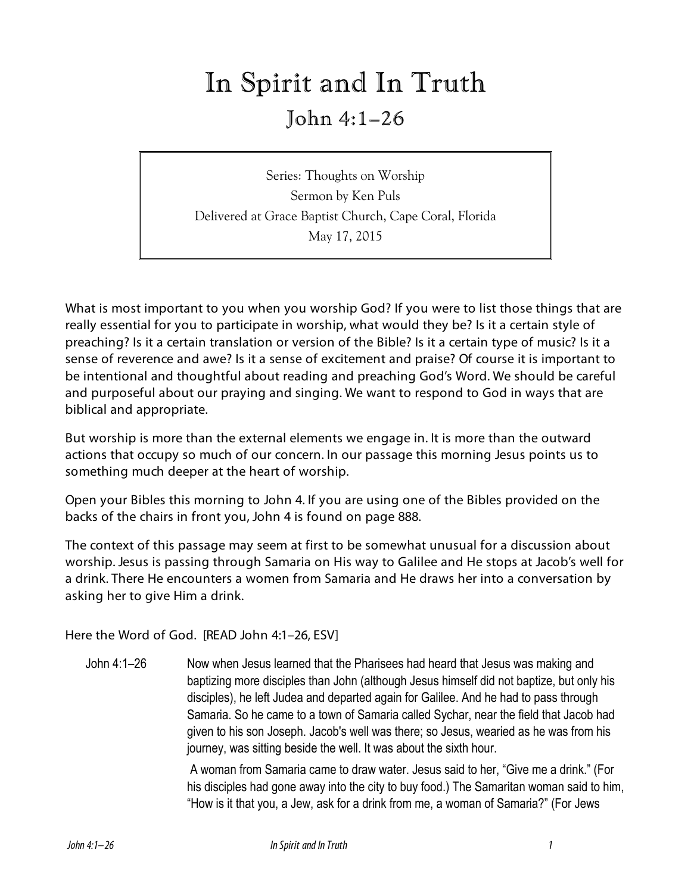# In Spirit and In Truth

## John 4:1–26

Series: Thoughts on Worship
Sermon by Ken Puls
Delivered at Grace Baptist Church, Cape Coral, Florida
May 17, 2015

What is most important to you when you worship God? If you were to list those things that are really essential for you to participate in worship, what would they be? Is it a certain style of preaching? Is it a certain translation or version of the Bible? Is it a certain type of music? Is it a sense of reverence and awe? Is it a sense of excitement and praise? Of course it is important to be intentional and thoughtful about reading and preaching God's Word. We should be careful and purposeful about our praying and singing. We want to respond to God in ways that are biblical and appropriate.

But worship is more than the external elements we engage in. It is more than the outward actions that occupy so much of our concern. In our passage this morning Jesus points us to something much deeper at the heart of worship.

Open your Bibles this morning to John 4. If you are using one of the Bibles provided on the backs of the chairs in front you, John 4 is found on page 888.

The context of this passage may seem at first to be somewhat unusual for a discussion about worship. Jesus is passing through Samaria on His way to Galilee and He stops at Jacob's well for a drink. There He encounters a women from Samaria and He draws her into a conversation by asking her to give Him a drink.

Here the Word of God. [READ John 4:1–26, ESV]

John 4:1–26 Now when Jesus learned that the Pharisees had heard that Jesus was making and baptizing more disciples than John (although Jesus himself did not baptize, but only his disciples), he left Judea and departed again for Galilee. And he had to pass through Samaria. So he came to a town of Samaria called Sychar, near the field that Jacob had given to his son Joseph. Jacob's well was there; so Jesus, wearied as he was from his journey, was sitting beside the well. It was about the sixth hour.

A woman from Samaria came to draw water. Jesus said to her, "Give me a drink." (For his disciples had gone away into the city to buy food.) The Samaritan woman said to him, "How is it that you, a Jew, ask for a drink from me, a woman of Samaria?" (For Jews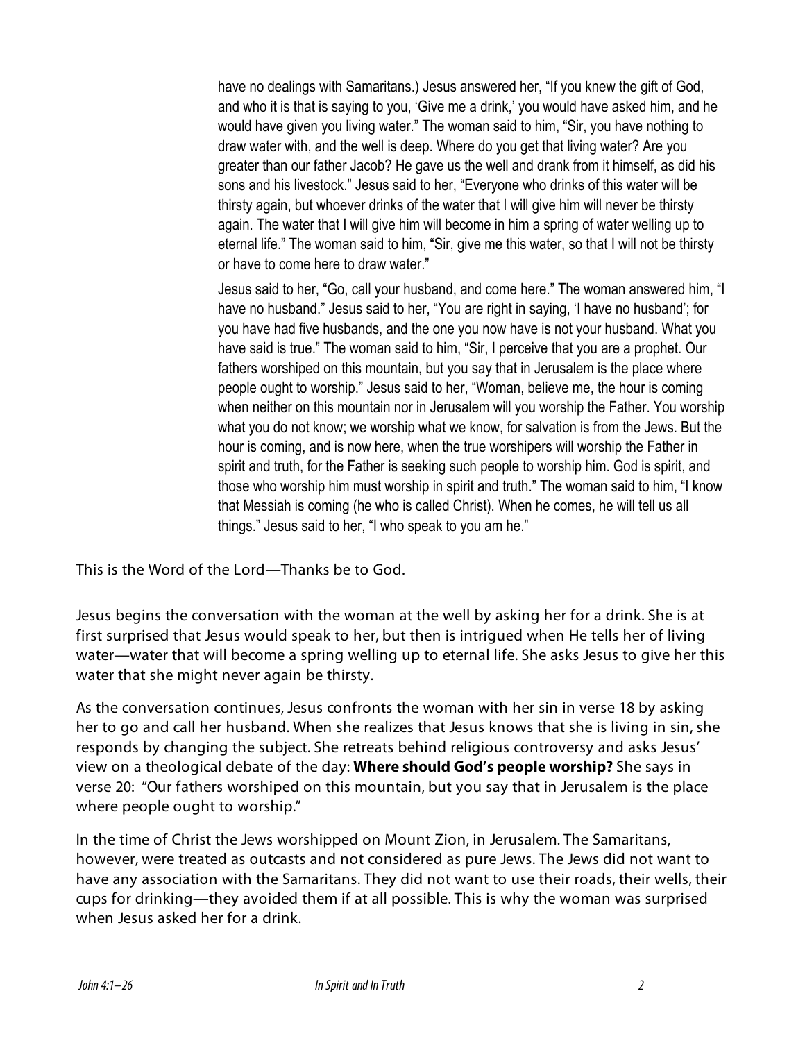have no dealings with Samaritans.) Jesus answered her, "If you knew the gift of God, and who it is that is saying to you, 'Give me a drink,' you would have asked him, and he would have given you living water." The woman said to him, "Sir, you have nothing to draw water with, and the well is deep. Where do you get that living water? Are you greater than our father Jacob? He gave us the well and drank from it himself, as did his sons and his livestock." Jesus said to her, "Everyone who drinks of this water will be thirsty again, but whoever drinks of the water that I will give him will never be thirsty again. The water that I will give him will become in him a spring of water welling up to eternal life." The woman said to him, "Sir, give me this water, so that I will not be thirsty or have to come here to draw water."

Jesus said to her, "Go, call your husband, and come here." The woman answered him, "I have no husband." Jesus said to her, "You are right in saying, 'I have no husband'; for you have had five husbands, and the one you now have is not your husband. What you have said is true." The woman said to him, "Sir, I perceive that you are a prophet. Our fathers worshiped on this mountain, but you say that in Jerusalem is the place where people ought to worship." Jesus said to her, "Woman, believe me, the hour is coming when neither on this mountain nor in Jerusalem will you worship the Father. You worship what you do not know; we worship what we know, for salvation is from the Jews. But the hour is coming, and is now here, when the true worshipers will worship the Father in spirit and truth, for the Father is seeking such people to worship him. God is spirit, and those who worship him must worship in spirit and truth." The woman said to him, "I know that Messiah is coming (he who is called Christ). When he comes, he will tell us all things." Jesus said to her, "I who speak to you am he."

This is the Word of the Lord—Thanks be to God.

Jesus begins the conversation with the woman at the well by asking her for a drink. She is at first surprised that Jesus would speak to her, but then is intrigued when He tells her of living water—water that will become a spring welling up to eternal life. She asks Jesus to give her this water that she might never again be thirsty.

As the conversation continues, Jesus confronts the woman with her sin in verse 18 by asking her to go and call her husband. When she realizes that Jesus knows that she is living in sin, she responds by changing the subject. She retreats behind religious controversy and asks Jesus' view on a theological debate of the day: **Where should God's people worship?** She says in verse 20: "Our fathers worshiped on this mountain, but you say that in Jerusalem is the place where people ought to worship."

In the time of Christ the Jews worshipped on Mount Zion, in Jerusalem. The Samaritans, however, were treated as outcasts and not considered as pure Jews. The Jews did not want to have any association with the Samaritans. They did not want to use their roads, their wells, their cups for drinking—they avoided them if at all possible. This is why the woman was surprised when Jesus asked her for a drink.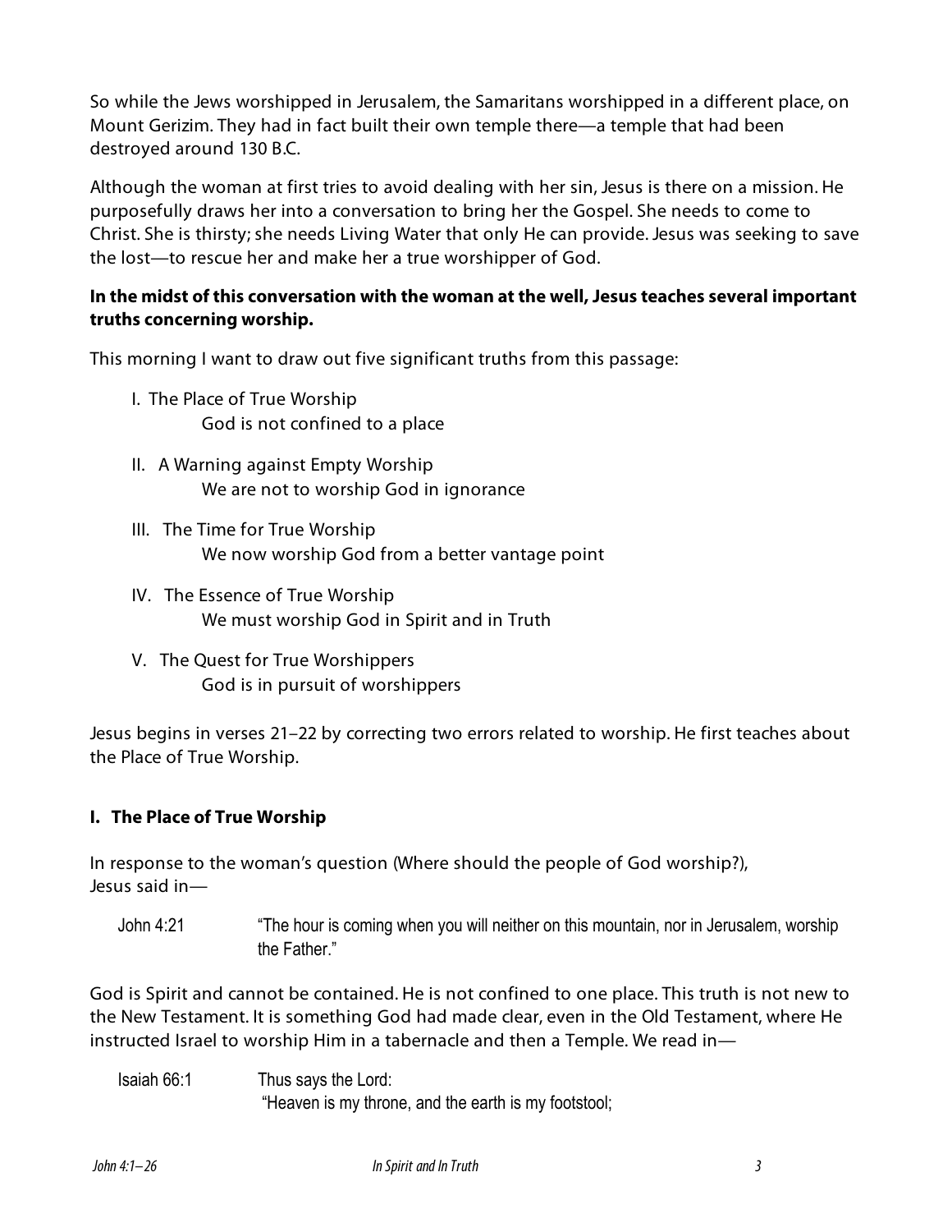So while the Jews worshipped in Jerusalem, the Samaritans worshipped in a different place, on Mount Gerizim. They had in fact built their own temple there—a temple that had been destroyed around 130 B.C.

Although the woman at first tries to avoid dealing with her sin, Jesus is there on a mission. He purposefully draws her into a conversation to bring her the Gospel. She needs to come to Christ. She is thirsty; she needs Living Water that only He can provide. Jesus was seeking to save the lost—to rescue her and make her a true worshipper of God.

**In the midst of this conversation with the woman at the well, Jesus teaches several important truths concerning worship.**

This morning I want to draw out five significant truths from this passage:

I. The Place of True Worship
   God is not confined to a place

II. A Warning against Empty Worship
   We are not to worship God in ignorance

III. The Time for True Worship
   We now worship God from a better vantage point

IV. The Essence of True Worship
   We must worship God in Spirit and in Truth

V. The Quest for True Worshippers
   God is in pursuit of worshippers

Jesus begins in verses 21–22 by correcting two errors related to worship. He first teaches about the Place of True Worship.

## I. The Place of True Worship

In response to the woman's question (Where should the people of God worship?), Jesus said in—

> John 4:21 "The hour is coming when you will neither on this mountain, nor in Jerusalem, worship the Father."

God is Spirit and cannot be contained. He is not confined to one place. This truth is not new to the New Testament. It is something God had made clear, even in the Old Testament, where He instructed Israel to worship Him in a tabernacle and then a Temple. We read in—

> Isaiah 66:1 Thus says the Lord:
> "Heaven is my throne, and the earth is my footstool;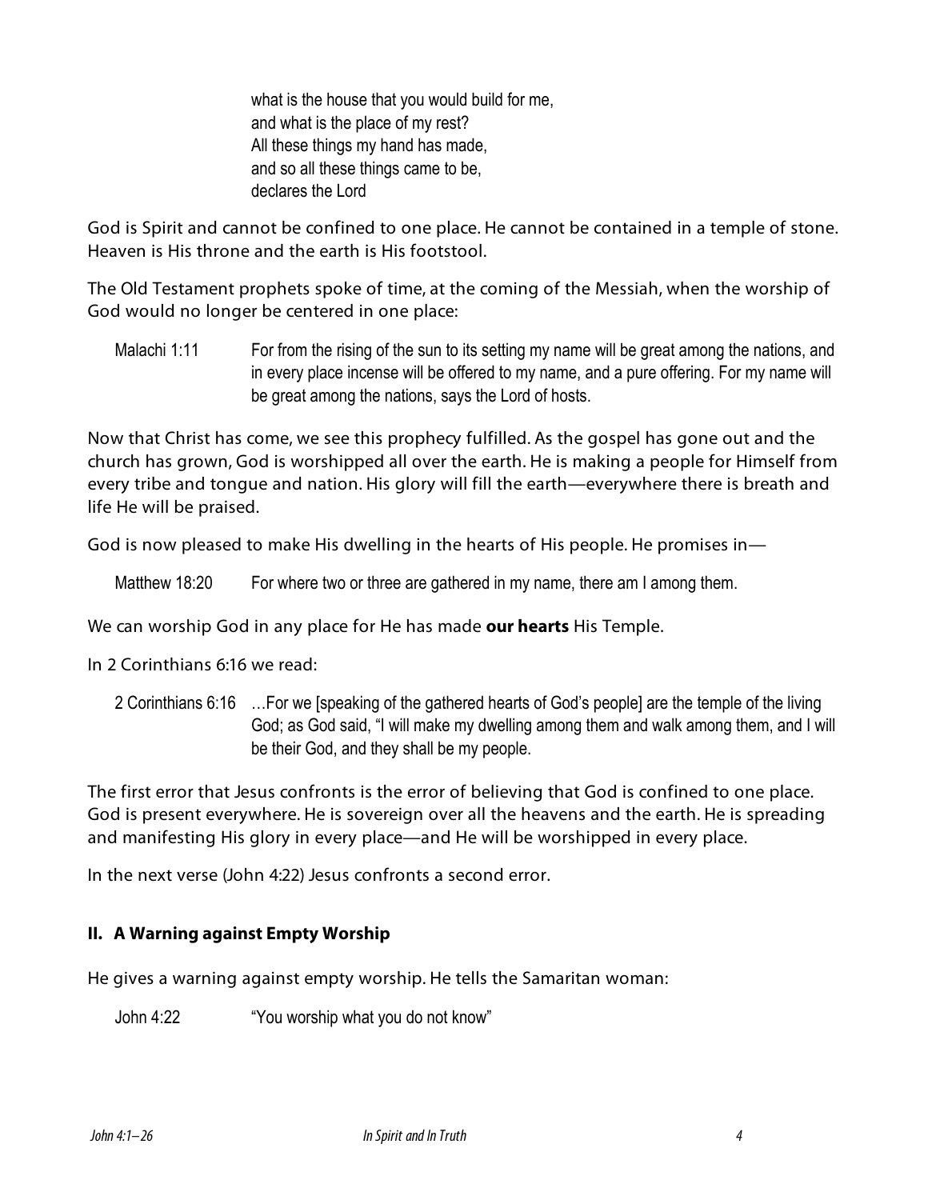> what is the house that you would build for me,
> and what is the place of my rest?
> All these things my hand has made,
> and so all these things came to be,
> declares the Lord

God is Spirit and cannot be confined to one place. He cannot be contained in a temple of stone. Heaven is His throne and the earth is His footstool.

The Old Testament prophets spoke of time, at the coming of the Messiah, when the worship of God would no longer be centered in one place:

> Malachi 1:11 For from the rising of the sun to its setting my name will be great among the nations, and in every place incense will be offered to my name, and a pure offering. For my name will be great among the nations, says the Lord of hosts.

Now that Christ has come, we see this prophecy fulfilled. As the gospel has gone out and the church has grown, God is worshipped all over the earth. He is making a people for Himself from every tribe and tongue and nation. His glory will fill the earth—everywhere there is breath and life He will be praised.

God is now pleased to make His dwelling in the hearts of His people. He promises in—

> Matthew 18:20 For where two or three are gathered in my name, there am I among them.

We can worship God in any place for He has made **our hearts** His Temple.

In 2 Corinthians 6:16 we read:

> 2 Corinthians 6:16 …For we [speaking of the gathered hearts of God's people] are the temple of the living God; as God said, "I will make my dwelling among them and walk among them, and I will be their God, and they shall be my people.

The first error that Jesus confronts is the error of believing that God is confined to one place. God is present everywhere. He is sovereign over all the heavens and the earth. He is spreading and manifesting His glory in every place—and He will be worshipped in every place.

In the next verse (John 4:22) Jesus confronts a second error.

## II. A Warning against Empty Worship

He gives a warning against empty worship. He tells the Samaritan woman:

> John 4:22 "You worship what you do not know"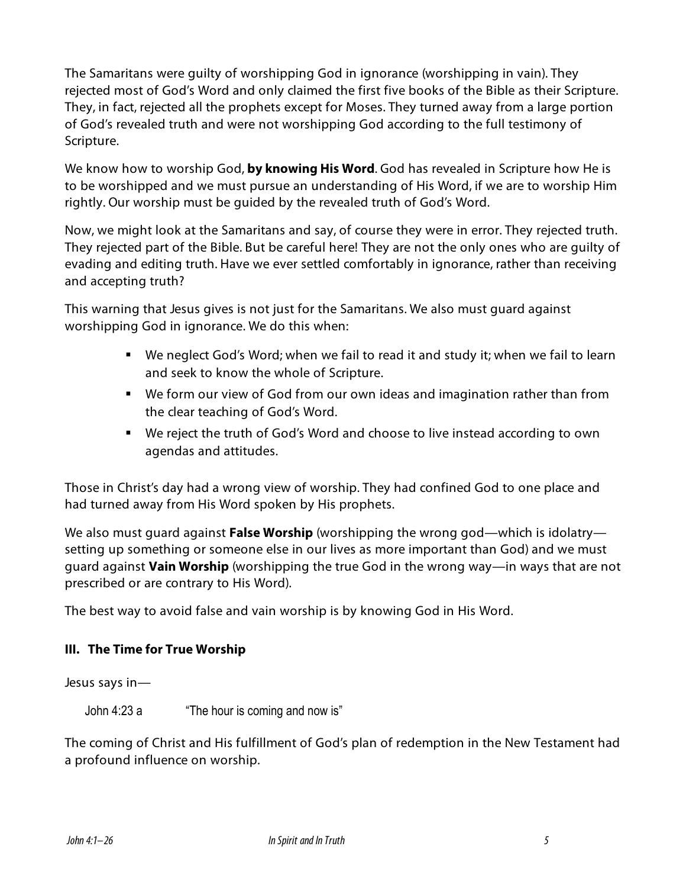The Samaritans were guilty of worshipping God in ignorance (worshipping in vain). They rejected most of God's Word and only claimed the first five books of the Bible as their Scripture. They, in fact, rejected all the prophets except for Moses. They turned away from a large portion of God's revealed truth and were not worshipping God according to the full testimony of Scripture.

We know how to worship God, **by knowing His Word**. God has revealed in Scripture how He is to be worshipped and we must pursue an understanding of His Word, if we are to worship Him rightly. Our worship must be guided by the revealed truth of God's Word.

Now, we might look at the Samaritans and say, of course they were in error. They rejected truth. They rejected part of the Bible. But be careful here! They are not the only ones who are guilty of evading and editing truth. Have we ever settled comfortably in ignorance, rather than receiving and accepting truth?

This warning that Jesus gives is not just for the Samaritans. We also must guard against worshipping God in ignorance. We do this when:

- We neglect God's Word; when we fail to read it and study it; when we fail to learn and seek to know the whole of Scripture.
- We form our view of God from our own ideas and imagination rather than from the clear teaching of God's Word.
- We reject the truth of God's Word and choose to live instead according to own agendas and attitudes.

Those in Christ's day had a wrong view of worship. They had confined God to one place and had turned away from His Word spoken by His prophets.

We also must guard against **False Worship** (worshipping the wrong god—which is idolatry—setting up something or someone else in our lives as more important than God) and we must guard against **Vain Worship** (worshipping the true God in the wrong way—in ways that are not prescribed or are contrary to His Word).

The best way to avoid false and vain worship is by knowing God in His Word.

### III. The Time for True Worship

Jesus says in—

John 4:23 a "The hour is coming and now is"

The coming of Christ and His fulfillment of God's plan of redemption in the New Testament had a profound influence on worship.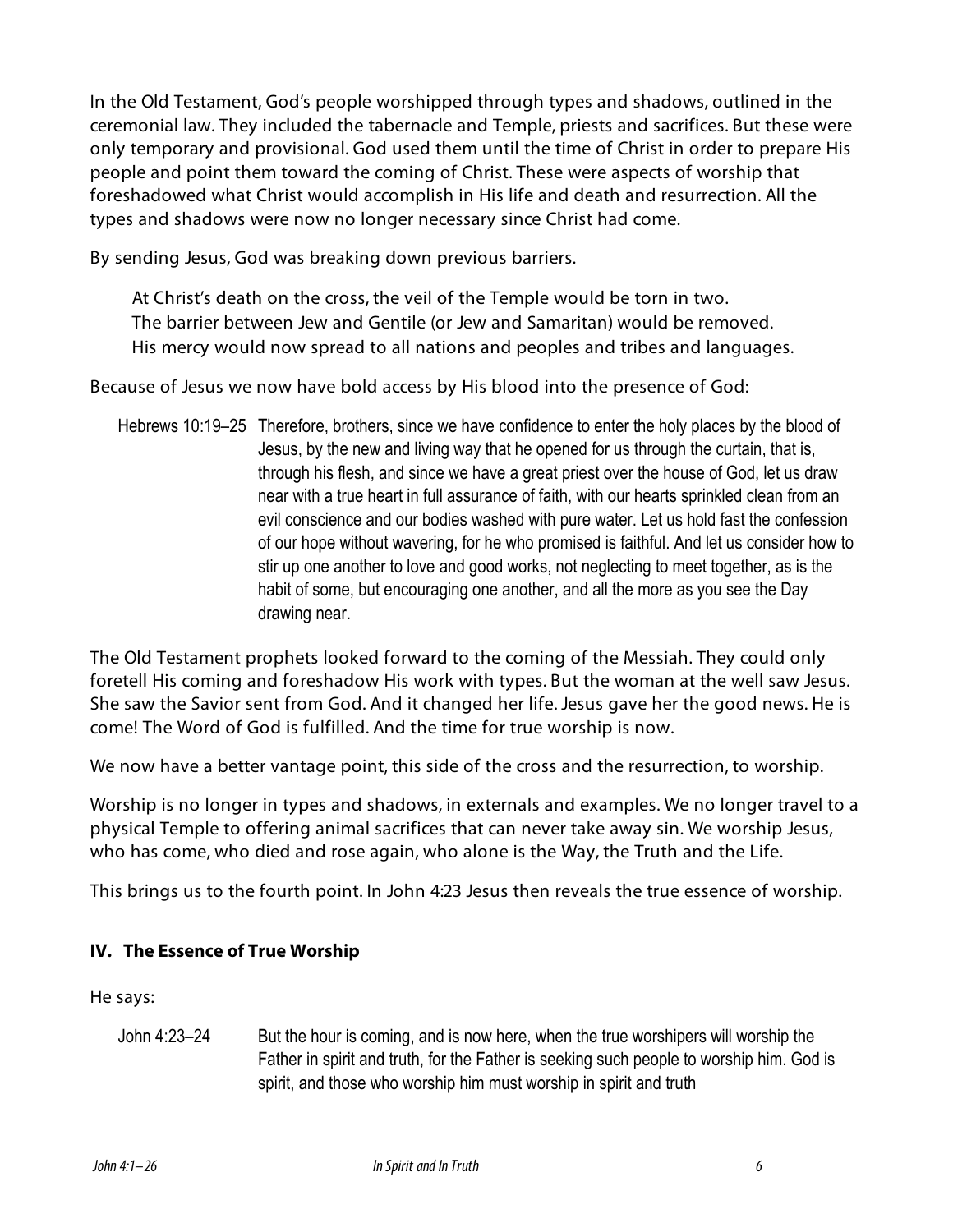In the Old Testament, God's people worshipped through types and shadows, outlined in the ceremonial law. They included the tabernacle and Temple, priests and sacrifices. But these were only temporary and provisional. God used them until the time of Christ in order to prepare His people and point them toward the coming of Christ. These were aspects of worship that foreshadowed what Christ would accomplish in His life and death and resurrection. All the types and shadows were now no longer necessary since Christ had come.

By sending Jesus, God was breaking down previous barriers.

> At Christ's death on the cross, the veil of the Temple would be torn in two.
> The barrier between Jew and Gentile (or Jew and Samaritan) would be removed.
> His mercy would now spread to all nations and peoples and tribes and languages.

Because of Jesus we now have bold access by His blood into the presence of God:

> Hebrews 10:19–25 Therefore, brothers, since we have confidence to enter the holy places by the blood of Jesus, by the new and living way that he opened for us through the curtain, that is, through his flesh, and since we have a great priest over the house of God, let us draw near with a true heart in full assurance of faith, with our hearts sprinkled clean from an evil conscience and our bodies washed with pure water. Let us hold fast the confession of our hope without wavering, for he who promised is faithful. And let us consider how to stir up one another to love and good works, not neglecting to meet together, as is the habit of some, but encouraging one another, and all the more as you see the Day drawing near.

The Old Testament prophets looked forward to the coming of the Messiah. They could only foretell His coming and foreshadow His work with types. But the woman at the well saw Jesus. She saw the Savior sent from God. And it changed her life. Jesus gave her the good news. He is come! The Word of God is fulfilled. And the time for true worship is now.

We now have a better vantage point, this side of the cross and the resurrection, to worship.

Worship is no longer in types and shadows, in externals and examples. We no longer travel to a physical Temple to offering animal sacrifices that can never take away sin. We worship Jesus, who has come, who died and rose again, who alone is the Way, the Truth and the Life.

This brings us to the fourth point. In John 4:23 Jesus then reveals the true essence of worship.

## IV. The Essence of True Worship

He says:

> John 4:23–24 But the hour is coming, and is now here, when the true worshipers will worship the Father in spirit and truth, for the Father is seeking such people to worship him. God is spirit, and those who worship him must worship in spirit and truth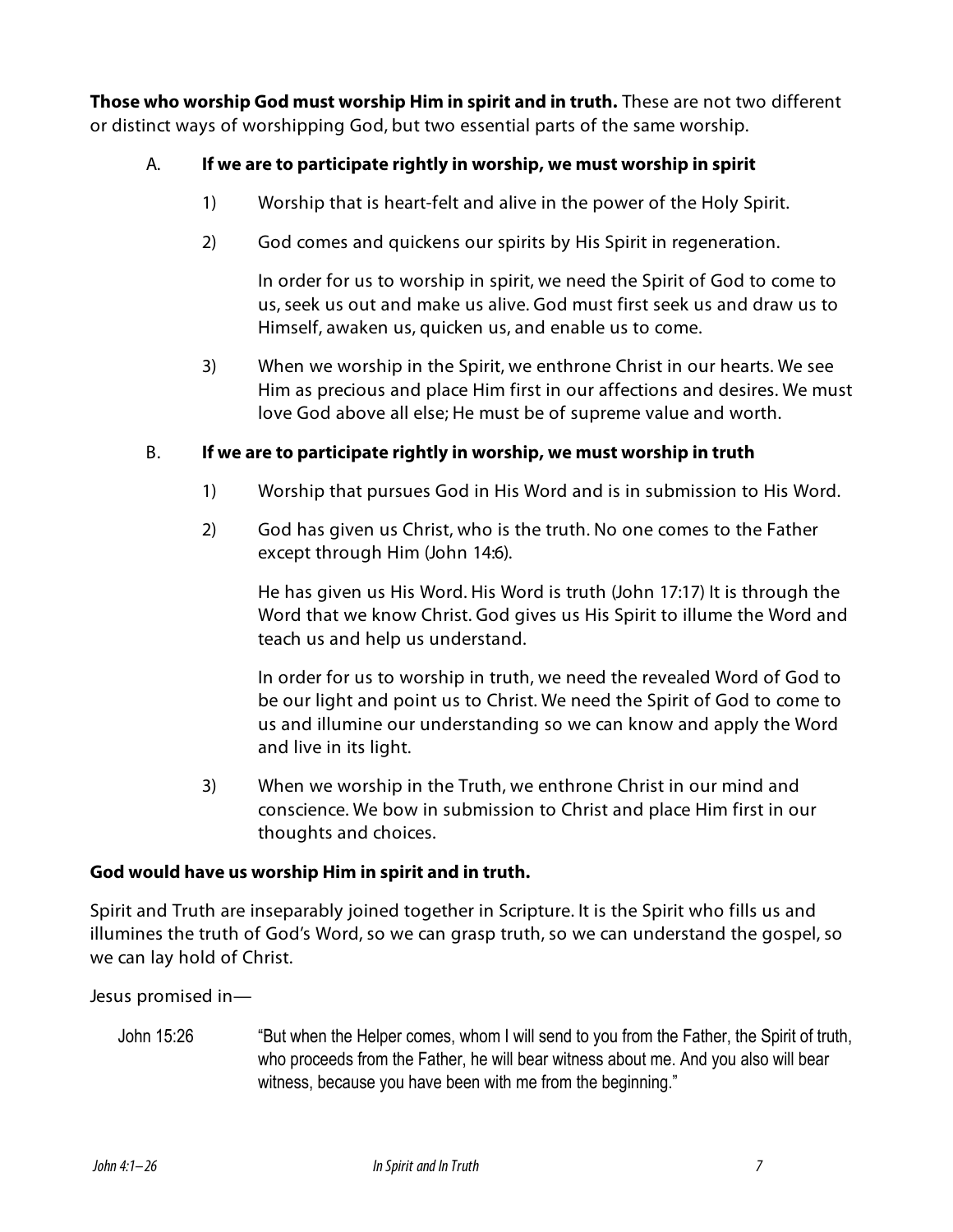**Those who worship God must worship Him in spirit and in truth.** These are not two different or distinct ways of worshipping God, but two essential parts of the same worship.

A. **If we are to participate rightly in worship, we must worship in spirit**

1) Worship that is heart-felt and alive in the power of the Holy Spirit.

2) God comes and quickens our spirits by His Spirit in regeneration.

   In order for us to worship in spirit, we need the Spirit of God to come to us, seek us out and make us alive. God must first seek us and draw us to Himself, awaken us, quicken us, and enable us to come.

3) When we worship in the Spirit, we enthrone Christ in our hearts. We see Him as precious and place Him first in our affections and desires. We must love God above all else; He must be of supreme value and worth.

B. **If we are to participate rightly in worship, we must worship in truth**

1) Worship that pursues God in His Word and is in submission to His Word.

2) God has given us Christ, who is the truth. No one comes to the Father except through Him (John 14:6).

   He has given us His Word. His Word is truth (John 17:17) It is through the Word that we know Christ. God gives us His Spirit to illume the Word and teach us and help us understand.

   In order for us to worship in truth, we need the revealed Word of God to be our light and point us to Christ. We need the Spirit of God to come to us and illumine our understanding so we can know and apply the Word and live in its light.

3) When we worship in the Truth, we enthrone Christ in our mind and conscience. We bow in submission to Christ and place Him first in our thoughts and choices.

**God would have us worship Him in spirit and in truth.**

Spirit and Truth are inseparably joined together in Scripture. It is the Spirit who fills us and illumines the truth of God's Word, so we can grasp truth, so we can understand the gospel, so we can lay hold of Christ.

Jesus promised in—

John 15:26 — "But when the Helper comes, whom I will send to you from the Father, the Spirit of truth, who proceeds from the Father, he will bear witness about me. And you also will bear witness, because you have been with me from the beginning."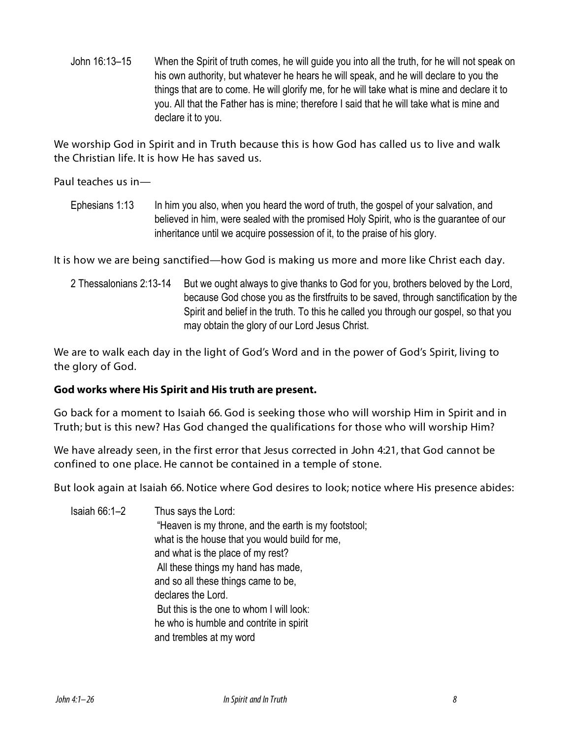John 16:13–15 When the Spirit of truth comes, he will guide you into all the truth, for he will not speak on his own authority, but whatever he hears he will speak, and he will declare to you the things that are to come. He will glorify me, for he will take what is mine and declare it to you. All that the Father has is mine; therefore I said that he will take what is mine and declare it to you.

We worship God in Spirit and in Truth because this is how God has called us to live and walk the Christian life. It is how He has saved us.

Paul teaches us in—

Ephesians 1:13 In him you also, when you heard the word of truth, the gospel of your salvation, and believed in him, were sealed with the promised Holy Spirit, who is the guarantee of our inheritance until we acquire possession of it, to the praise of his glory.

It is how we are being sanctified—how God is making us more and more like Christ each day.

2 Thessalonians 2:13-14 But we ought always to give thanks to God for you, brothers beloved by the Lord, because God chose you as the firstfruits to be saved, through sanctification by the Spirit and belief in the truth. To this he called you through our gospel, so that you may obtain the glory of our Lord Jesus Christ.

We are to walk each day in the light of God's Word and in the power of God's Spirit, living to the glory of God.

**God works where His Spirit and His truth are present.**

Go back for a moment to Isaiah 66. God is seeking those who will worship Him in Spirit and in Truth; but is this new? Has God changed the qualifications for those who will worship Him?

We have already seen, in the first error that Jesus corrected in John 4:21, that God cannot be confined to one place. He cannot be contained in a temple of stone.

But look again at Isaiah 66. Notice where God desires to look; notice where His presence abides:

Isaiah 66:1–2 Thus says the Lord:
"Heaven is my throne, and the earth is my footstool;
what is the house that you would build for me,
and what is the place of my rest?
All these things my hand has made,
and so all these things came to be,
declares the Lord.
But this is the one to whom I will look:
he who is humble and contrite in spirit
and trembles at my word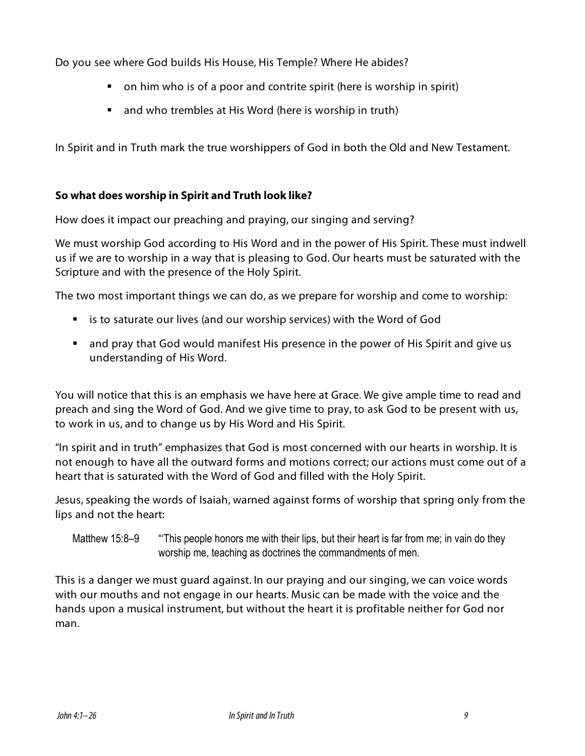Do you see where God builds His House, His Temple? Where He abides?

- on him who is of a poor and contrite spirit (here is worship in spirit)
- and who trembles at His Word (here is worship in truth)

In Spirit and in Truth mark the true worshippers of God in both the Old and New Testament.

**So what does worship in Spirit and Truth look like?**

How does it impact our preaching and praying, our singing and serving?

We must worship God according to His Word and in the power of His Spirit. These must indwell us if we are to worship in a way that is pleasing to God. Our hearts must be saturated with the Scripture and with the presence of the Holy Spirit.

The two most important things we can do, as we prepare for worship and come to worship:

- is to saturate our lives (and our worship services) with the Word of God
- and pray that God would manifest His presence in the power of His Spirit and give us understanding of His Word.

You will notice that this is an emphasis we have here at Grace. We give ample time to read and preach and sing the Word of God. And we give time to pray, to ask God to be present with us, to work in us, and to change us by His Word and His Spirit.

"In spirit and in truth" emphasizes that God is most concerned with our hearts in worship. It is not enough to have all the outward forms and motions correct; our actions must come out of a heart that is saturated with the Word of God and filled with the Holy Spirit.

Jesus, speaking the words of Isaiah, warned against forms of worship that spring only from the lips and not the heart:

> Matthew 15:8–9 "'This people honors me with their lips, but their heart is far from me; in vain do they worship me, teaching as doctrines the commandments of men.

This is a danger we must guard against. In our praying and our singing, we can voice words with our mouths and not engage in our hearts. Music can be made with the voice and the hands upon a musical instrument, but without the heart it is profitable neither for God nor man.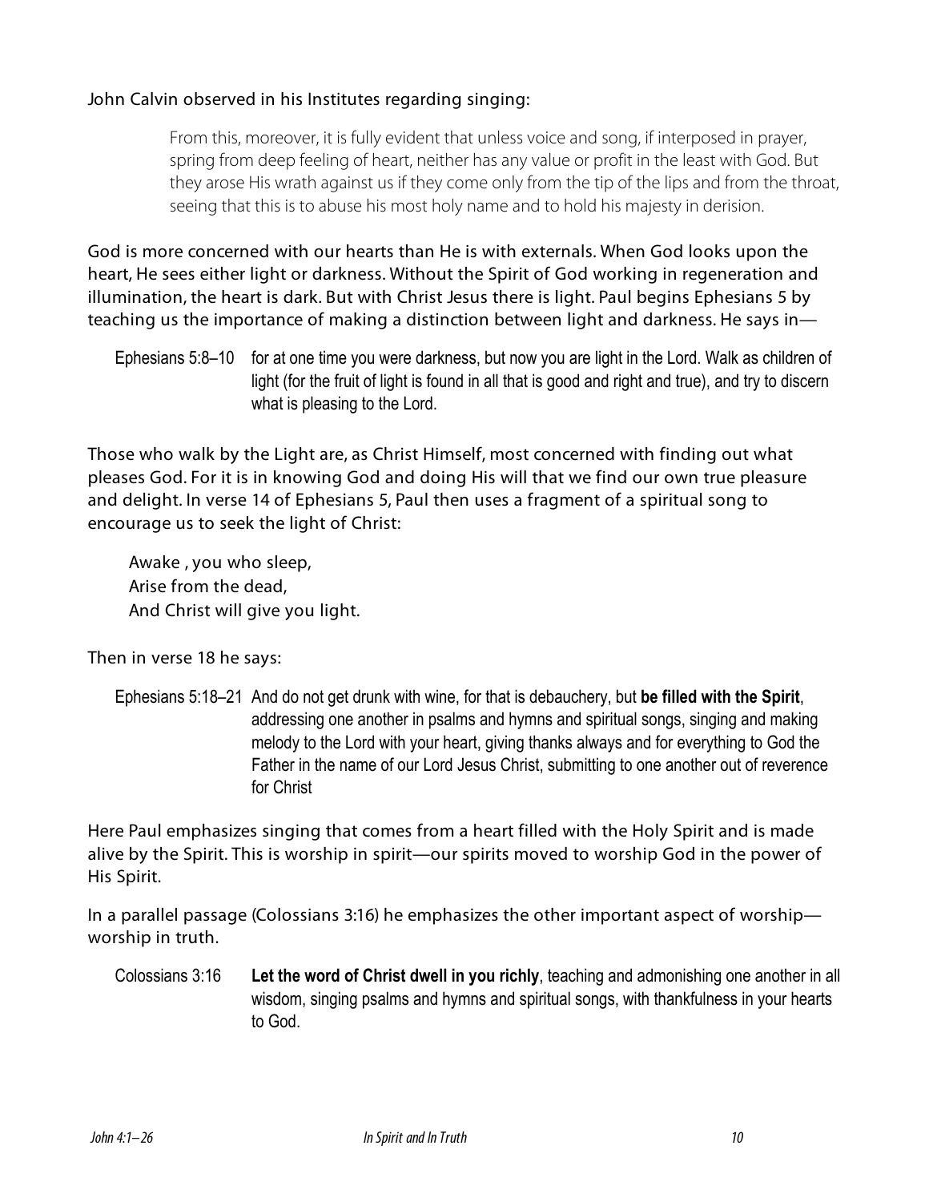John Calvin observed in his Institutes regarding singing:

> From this, moreover, it is fully evident that unless voice and song, if interposed in prayer, spring from deep feeling of heart, neither has any value or profit in the least with God. But they arose His wrath against us if they come only from the tip of the lips and from the throat, seeing that this is to abuse his most holy name and to hold his majesty in derision.

God is more concerned with our hearts than He is with externals. When God looks upon the heart, He sees either light or darkness. Without the Spirit of God working in regeneration and illumination, the heart is dark. But with Christ Jesus there is light. Paul begins Ephesians 5 by teaching us the importance of making a distinction between light and darkness. He says in—

> Ephesians 5:8–10 for at one time you were darkness, but now you are light in the Lord. Walk as children of light (for the fruit of light is found in all that is good and right and true), and try to discern what is pleasing to the Lord.

Those who walk by the Light are, as Christ Himself, most concerned with finding out what pleases God. For it is in knowing God and doing His will that we find our own true pleasure and delight. In verse 14 of Ephesians 5, Paul then uses a fragment of a spiritual song to encourage us to seek the light of Christ:

> Awake , you who sleep,
> Arise from the dead,
> And Christ will give you light.

Then in verse 18 he says:

> Ephesians 5:18–21 And do not get drunk with wine, for that is debauchery, but **be filled with the Spirit**, addressing one another in psalms and hymns and spiritual songs, singing and making melody to the Lord with your heart, giving thanks always and for everything to God the Father in the name of our Lord Jesus Christ, submitting to one another out of reverence for Christ

Here Paul emphasizes singing that comes from a heart filled with the Holy Spirit and is made alive by the Spirit. This is worship in spirit—our spirits moved to worship God in the power of His Spirit.

In a parallel passage (Colossians 3:16) he emphasizes the other important aspect of worship—worship in truth.

> Colossians 3:16 **Let the word of Christ dwell in you richly**, teaching and admonishing one another in all wisdom, singing psalms and hymns and spiritual songs, with thankfulness in your hearts to God.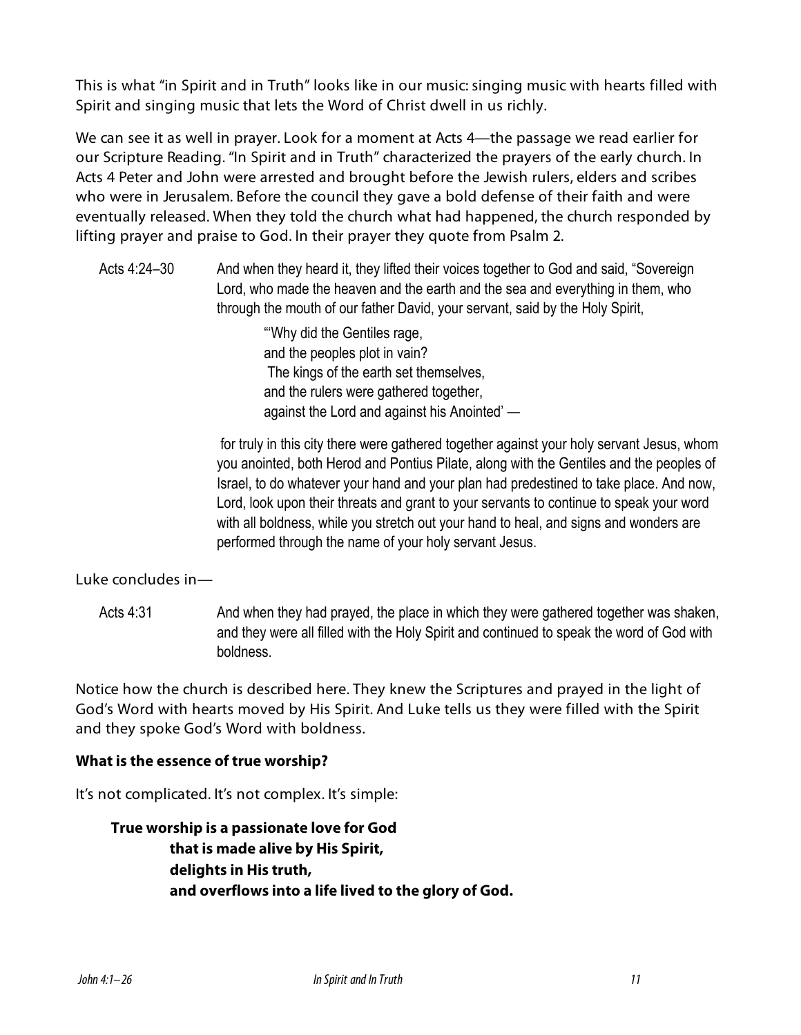This is what "in Spirit and in Truth" looks like in our music: singing music with hearts filled with Spirit and singing music that lets the Word of Christ dwell in us richly.

We can see it as well in prayer. Look for a moment at Acts 4—the passage we read earlier for our Scripture Reading. "In Spirit and in Truth" characterized the prayers of the early church. In Acts 4 Peter and John were arrested and brought before the Jewish rulers, elders and scribes who were in Jerusalem. Before the council they gave a bold defense of their faith and were eventually released. When they told the church what had happened, the church responded by lifting prayer and praise to God. In their prayer they quote from Psalm 2.

Acts 4:24–30 And when they heard it, they lifted their voices together to God and said, "Sovereign Lord, who made the heaven and the earth and the sea and everything in them, who through the mouth of our father David, your servant, said by the Holy Spirit,

> "'Why did the Gentiles rage,
> and the peoples plot in vain?
> The kings of the earth set themselves,
> and the rulers were gathered together,
> against the Lord and against his Anointed' —

for truly in this city there were gathered together against your holy servant Jesus, whom you anointed, both Herod and Pontius Pilate, along with the Gentiles and the peoples of Israel, to do whatever your hand and your plan had predestined to take place. And now, Lord, look upon their threats and grant to your servants to continue to speak your word with all boldness, while you stretch out your hand to heal, and signs and wonders are performed through the name of your holy servant Jesus.

Luke concludes in—

Acts 4:31 And when they had prayed, the place in which they were gathered together was shaken, and they were all filled with the Holy Spirit and continued to speak the word of God with boldness.

Notice how the church is described here. They knew the Scriptures and prayed in the light of God's Word with hearts moved by His Spirit. And Luke tells us they were filled with the Spirit and they spoke God's Word with boldness.

**What is the essence of true worship?**

It's not complicated. It's not complex. It's simple:

> **True worship is a passionate love for God**
> **that is made alive by His Spirit,**
> **delights in His truth,**
> **and overflows into a life lived to the glory of God.**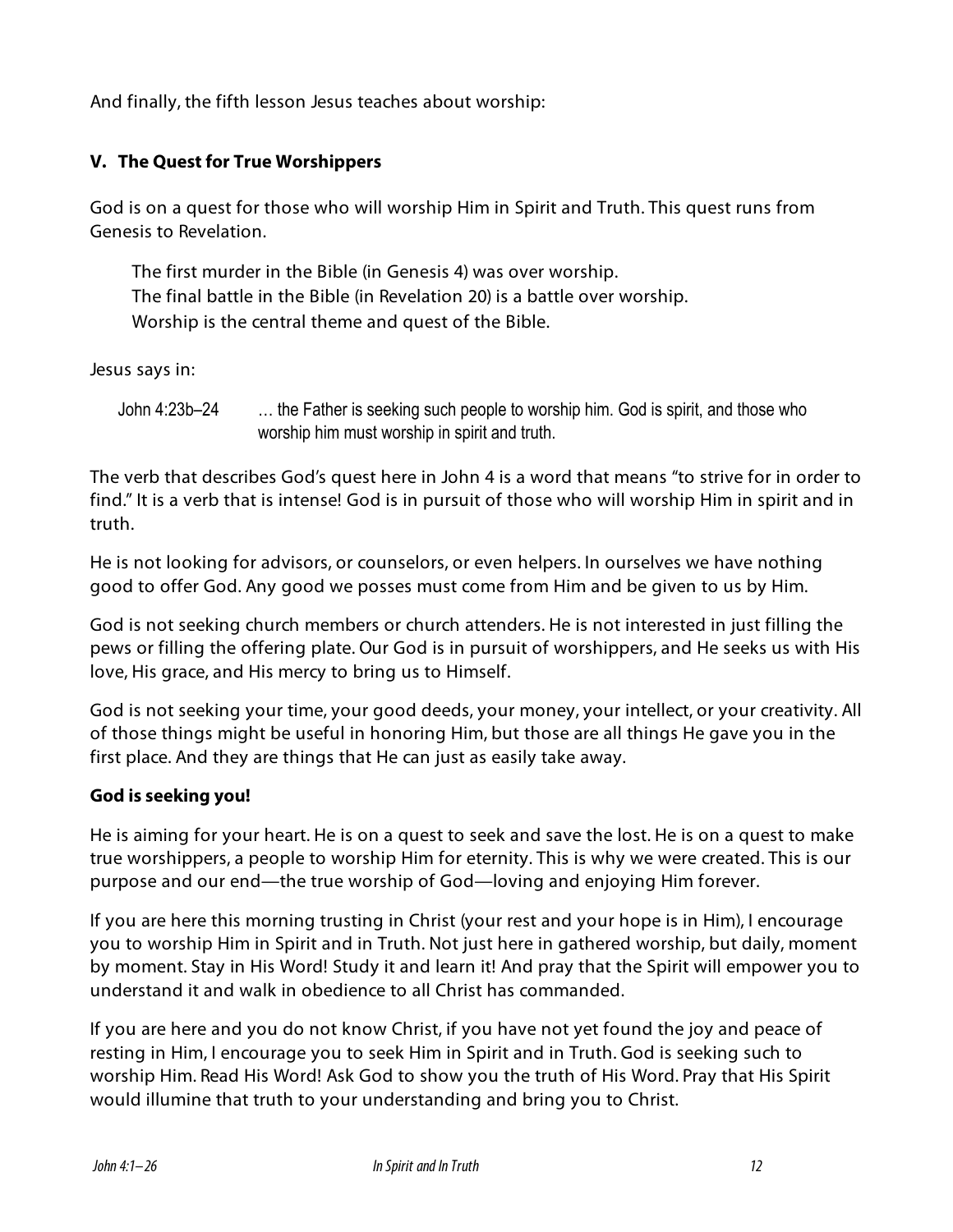And finally, the fifth lesson Jesus teaches about worship:

### V. The Quest for True Worshippers

God is on a quest for those who will worship Him in Spirit and Truth. This quest runs from Genesis to Revelation.

> The first murder in the Bible (in Genesis 4) was over worship.
> The final battle in the Bible (in Revelation 20) is a battle over worship.
> Worship is the central theme and quest of the Bible.

Jesus says in:

> John 4:23b–24 … the Father is seeking such people to worship him. God is spirit, and those who worship him must worship in spirit and truth.

The verb that describes God's quest here in John 4 is a word that means "to strive for in order to find." It is a verb that is intense! God is in pursuit of those who will worship Him in spirit and in truth.

He is not looking for advisors, or counselors, or even helpers. In ourselves we have nothing good to offer God. Any good we posses must come from Him and be given to us by Him.

God is not seeking church members or church attenders. He is not interested in just filling the pews or filling the offering plate. Our God is in pursuit of worshippers, and He seeks us with His love, His grace, and His mercy to bring us to Himself.

God is not seeking your time, your good deeds, your money, your intellect, or your creativity. All of those things might be useful in honoring Him, but those are all things He gave you in the first place. And they are things that He can just as easily take away.

**God is seeking you!**

He is aiming for your heart. He is on a quest to seek and save the lost. He is on a quest to make true worshippers, a people to worship Him for eternity. This is why we were created. This is our purpose and our end—the true worship of God—loving and enjoying Him forever.

If you are here this morning trusting in Christ (your rest and your hope is in Him), I encourage you to worship Him in Spirit and in Truth. Not just here in gathered worship, but daily, moment by moment. Stay in His Word! Study it and learn it! And pray that the Spirit will empower you to understand it and walk in obedience to all Christ has commanded.

If you are here and you do not know Christ, if you have not yet found the joy and peace of resting in Him, I encourage you to seek Him in Spirit and in Truth. God is seeking such to worship Him. Read His Word! Ask God to show you the truth of His Word. Pray that His Spirit would illumine that truth to your understanding and bring you to Christ.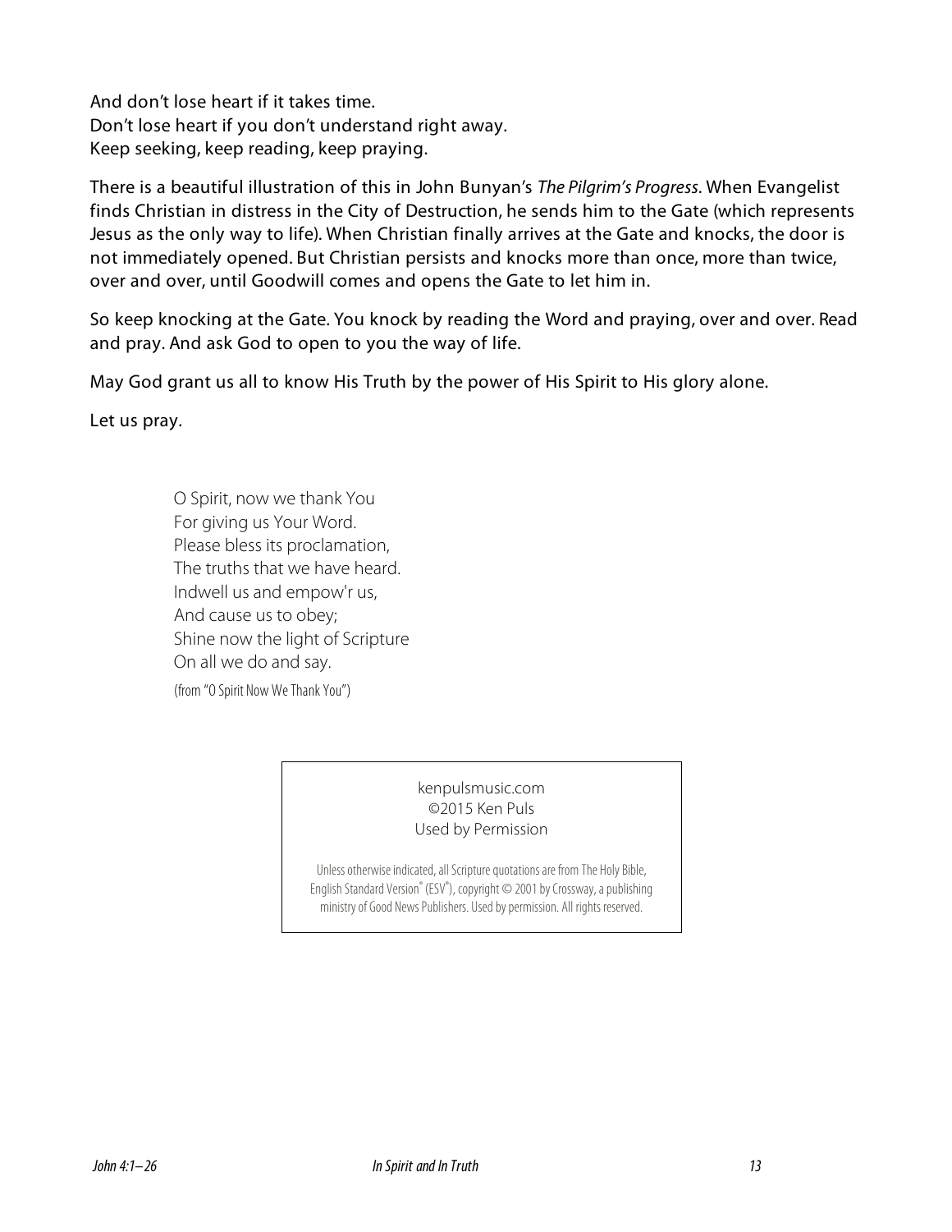And don't lose heart if it takes time.
Don't lose heart if you don't understand right away.
Keep seeking, keep reading, keep praying.

There is a beautiful illustration of this in John Bunyan's *The Pilgrim's Progress*. When Evangelist finds Christian in distress in the City of Destruction, he sends him to the Gate (which represents Jesus as the only way to life). When Christian finally arrives at the Gate and knocks, the door is not immediately opened. But Christian persists and knocks more than once, more than twice, over and over, until Goodwill comes and opens the Gate to let him in.

So keep knocking at the Gate. You knock by reading the Word and praying, over and over. Read and pray. And ask God to open to you the way of life.

May God grant us all to know His Truth by the power of His Spirit to His glory alone.

Let us pray.

> O Spirit, now we thank You
> For giving us Your Word.
> Please bless its proclamation,
> The truths that we have heard.
> Indwell us and empow'r us,
> And cause us to obey;
> Shine now the light of Scripture
> On all we do and say.
>
> (from "O Spirit Now We Thank You")

kenpulsmusic.com
©2015 Ken Puls
Used by Permission

Unless otherwise indicated, all Scripture quotations are from The Holy Bible, English Standard Version® (ESV®), copyright © 2001 by Crossway, a publishing ministry of Good News Publishers. Used by permission. All rights reserved.